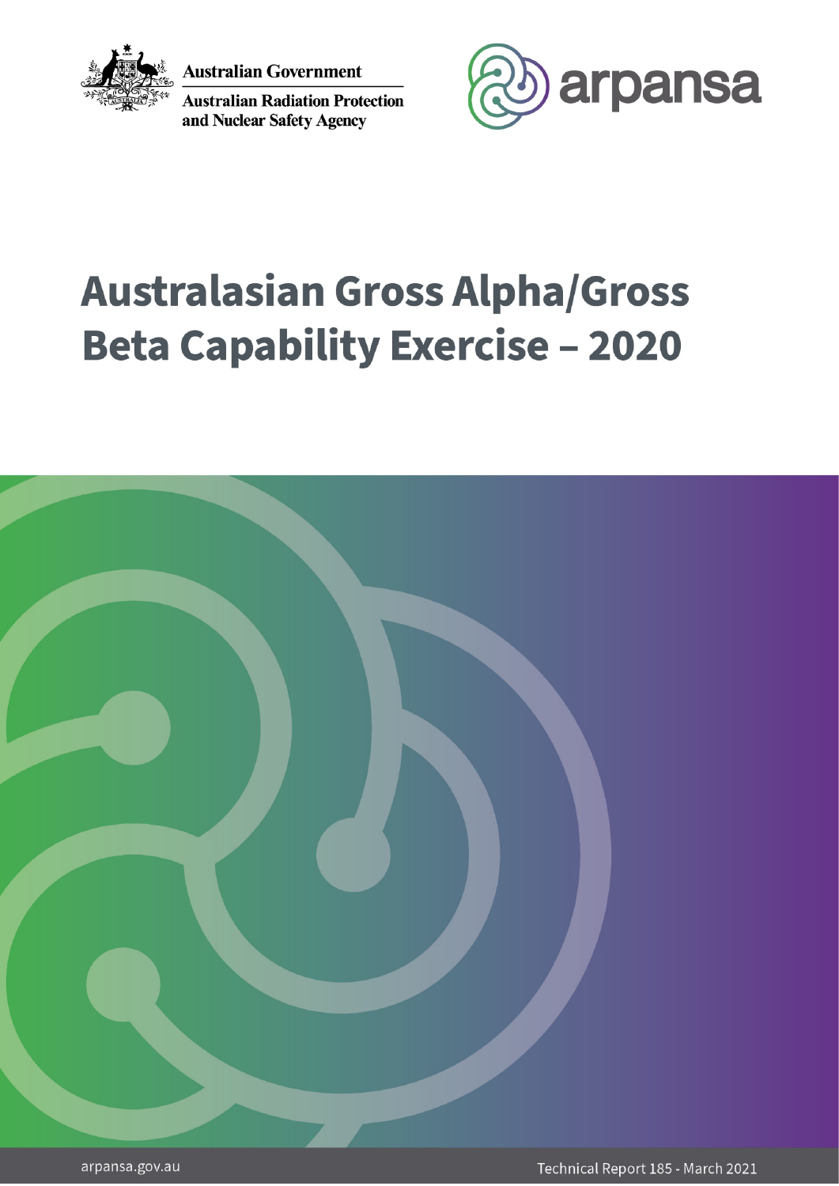Australian Government

Australian Radiation Protection and Nuclear Safety Agency

arpansa

# Australasian Gross Alpha/Gross Beta Capability Exercise – 2020

arpansa.gov.au

Technical Report 185 - March 2021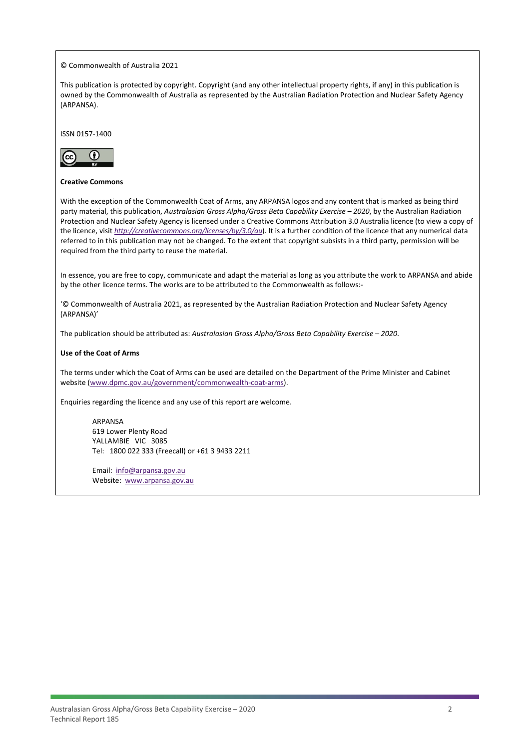© Commonwealth of Australia 2021

This publication is protected by copyright. Copyright (and any other intellectual property rights, if any) in this publication is owned by the Commonwealth of Australia as represented by the Australian Radiation Protection and Nuclear Safety Agency (ARPANSA).

ISSN 0157-1400

**Creative Commons**

With the exception of the Commonwealth Coat of Arms, any ARPANSA logos and any content that is marked as being third party material, this publication, *Australasian Gross Alpha/Gross Beta Capability Exercise – 2020*, by the Australian Radiation Protection and Nuclear Safety Agency is licensed under a Creative Commons Attribution 3.0 Australia licence (to view a copy of the licence, visit *http://creativecommons.org/licenses/by/3.0/au*). It is a further condition of the licence that any numerical data referred to in this publication may not be changed. To the extent that copyright subsists in a third party, permission will be required from the third party to reuse the material.

In essence, you are free to copy, communicate and adapt the material as long as you attribute the work to ARPANSA and abide by the other licence terms. The works are to be attributed to the Commonwealth as follows:-

'© Commonwealth of Australia 2021, as represented by the Australian Radiation Protection and Nuclear Safety Agency (ARPANSA)'

The publication should be attributed as: *Australasian Gross Alpha/Gross Beta Capability Exercise – 2020*.

**Use of the Coat of Arms**

The terms under which the Coat of Arms can be used are detailed on the Department of the Prime Minister and Cabinet website (www.dpmc.gov.au/government/commonwealth-coat-arms).

Enquiries regarding the licence and any use of this report are welcome.

ARPANSA
619 Lower Plenty Road
YALLAMBIE VIC 3085
Tel: 1800 022 333 (Freecall) or +61 3 9433 2211

Email: info@arpansa.gov.au
Website: www.arpansa.gov.au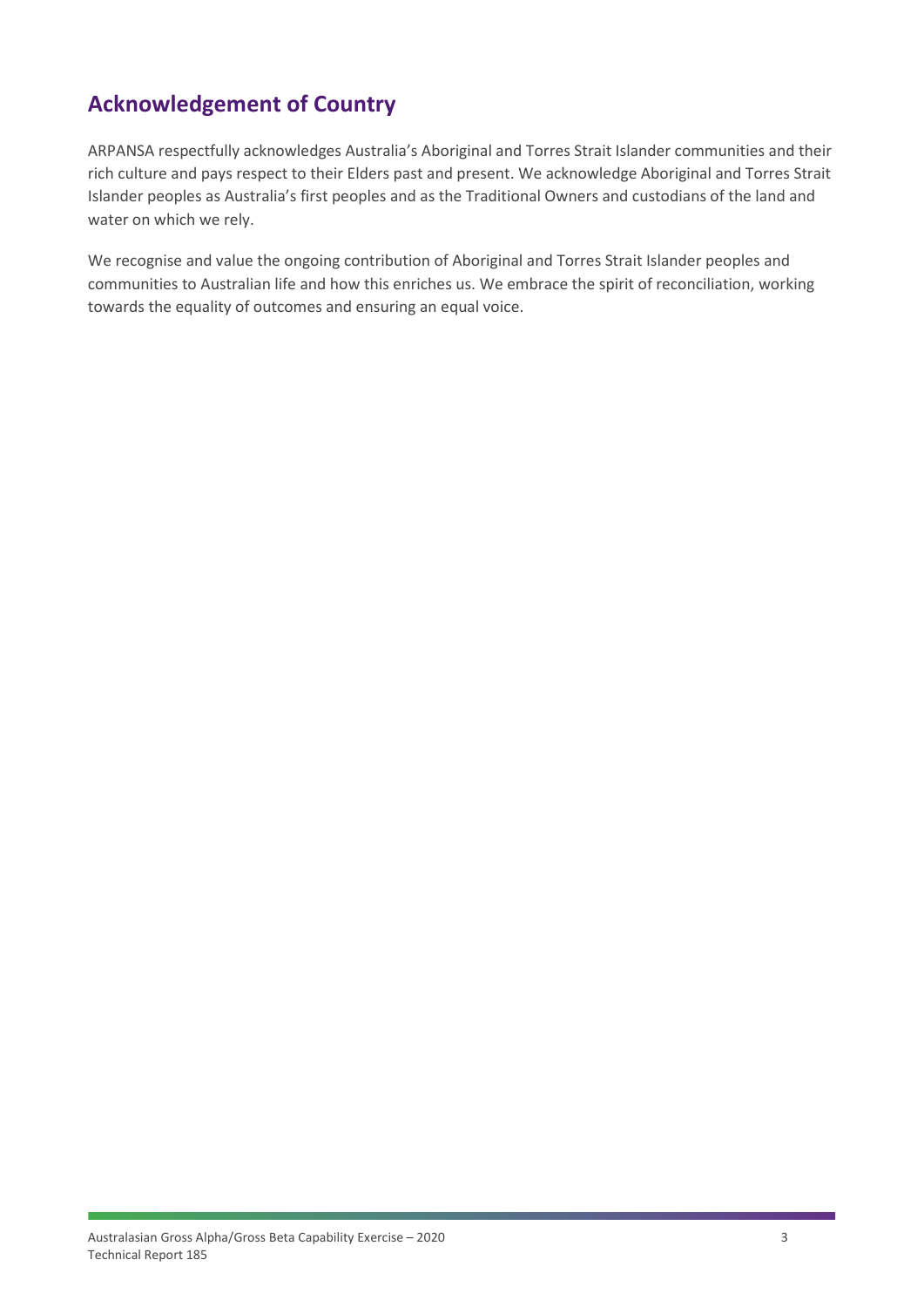## Acknowledgement of Country

ARPANSA respectfully acknowledges Australia's Aboriginal and Torres Strait Islander communities and their rich culture and pays respect to their Elders past and present. We acknowledge Aboriginal and Torres Strait Islander peoples as Australia's first peoples and as the Traditional Owners and custodians of the land and water on which we rely.

We recognise and value the ongoing contribution of Aboriginal and Torres Strait Islander peoples and communities to Australian life and how this enriches us. We embrace the spirit of reconciliation, working towards the equality of outcomes and ensuring an equal voice.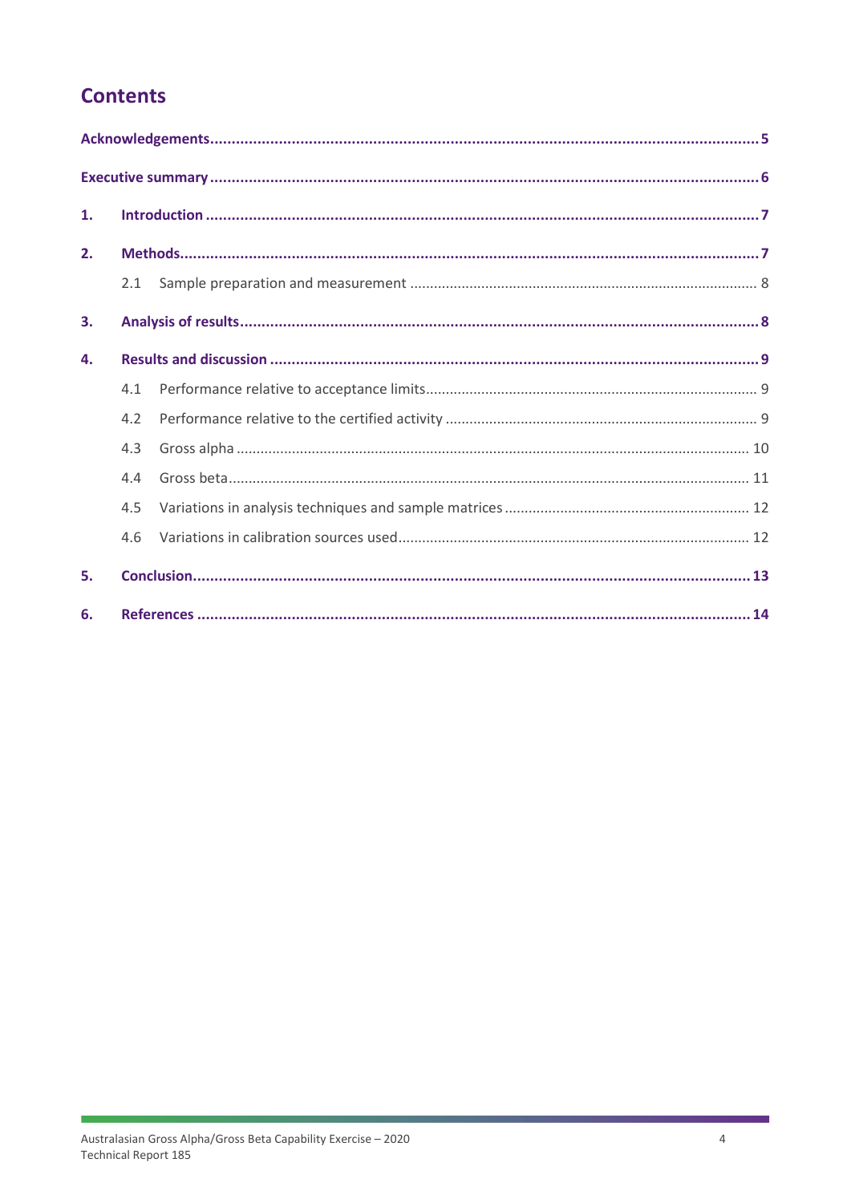# Contents

Acknowledgements ..... 5

Executive summary ..... 6

1. Introduction ..... 7
2. Methods ..... 7
   - 2.1 Sample preparation and measurement ..... 8
3. Analysis of results ..... 8
4. Results and discussion ..... 9
   - 4.1 Performance relative to acceptance limits ..... 9
   - 4.2 Performance relative to the certified activity ..... 9
   - 4.3 Gross alpha ..... 10
   - 4.4 Gross beta ..... 11
   - 4.5 Variations in analysis techniques and sample matrices ..... 12
   - 4.6 Variations in calibration sources used ..... 12
5. Conclusion ..... 13
6. References ..... 14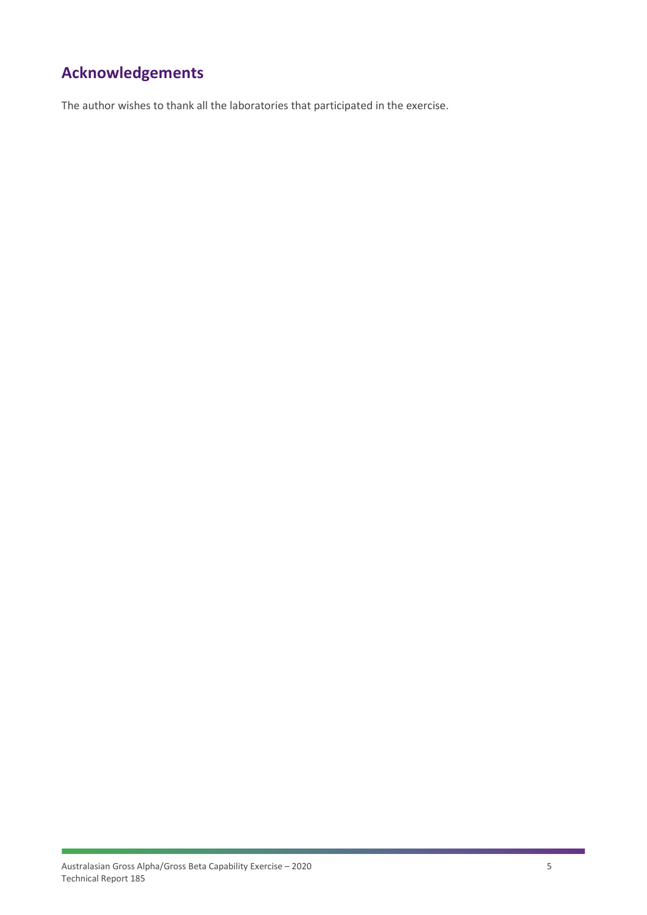## Acknowledgements

The author wishes to thank all the laboratories that participated in the exercise.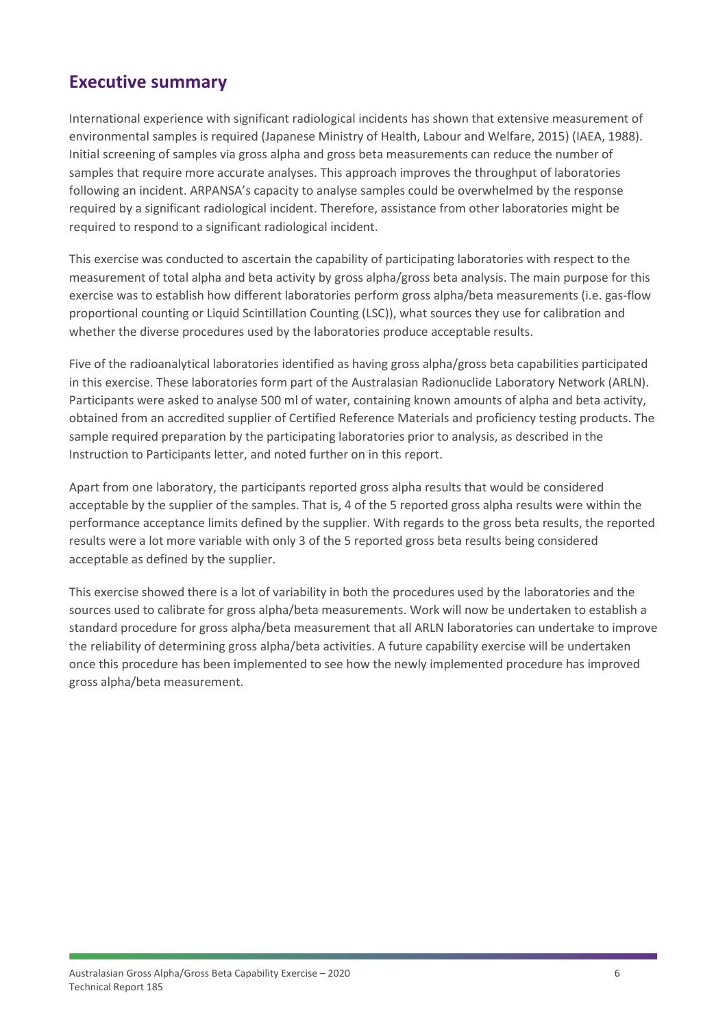## Executive summary

International experience with significant radiological incidents has shown that extensive measurement of environmental samples is required (Japanese Ministry of Health, Labour and Welfare, 2015) (IAEA, 1988). Initial screening of samples via gross alpha and gross beta measurements can reduce the number of samples that require more accurate analyses. This approach improves the throughput of laboratories following an incident. ARPANSA's capacity to analyse samples could be overwhelmed by the response required by a significant radiological incident. Therefore, assistance from other laboratories might be required to respond to a significant radiological incident.

This exercise was conducted to ascertain the capability of participating laboratories with respect to the measurement of total alpha and beta activity by gross alpha/gross beta analysis. The main purpose for this exercise was to establish how different laboratories perform gross alpha/beta measurements (i.e. gas-flow proportional counting or Liquid Scintillation Counting (LSC)), what sources they use for calibration and whether the diverse procedures used by the laboratories produce acceptable results.

Five of the radioanalytical laboratories identified as having gross alpha/gross beta capabilities participated in this exercise. These laboratories form part of the Australasian Radionuclide Laboratory Network (ARLN). Participants were asked to analyse 500 ml of water, containing known amounts of alpha and beta activity, obtained from an accredited supplier of Certified Reference Materials and proficiency testing products. The sample required preparation by the participating laboratories prior to analysis, as described in the Instruction to Participants letter, and noted further on in this report.

Apart from one laboratory, the participants reported gross alpha results that would be considered acceptable by the supplier of the samples. That is, 4 of the 5 reported gross alpha results were within the performance acceptance limits defined by the supplier. With regards to the gross beta results, the reported results were a lot more variable with only 3 of the 5 reported gross beta results being considered acceptable as defined by the supplier.

This exercise showed there is a lot of variability in both the procedures used by the laboratories and the sources used to calibrate for gross alpha/beta measurements. Work will now be undertaken to establish a standard procedure for gross alpha/beta measurement that all ARLN laboratories can undertake to improve the reliability of determining gross alpha/beta activities. A future capability exercise will be undertaken once this procedure has been implemented to see how the newly implemented procedure has improved gross alpha/beta measurement.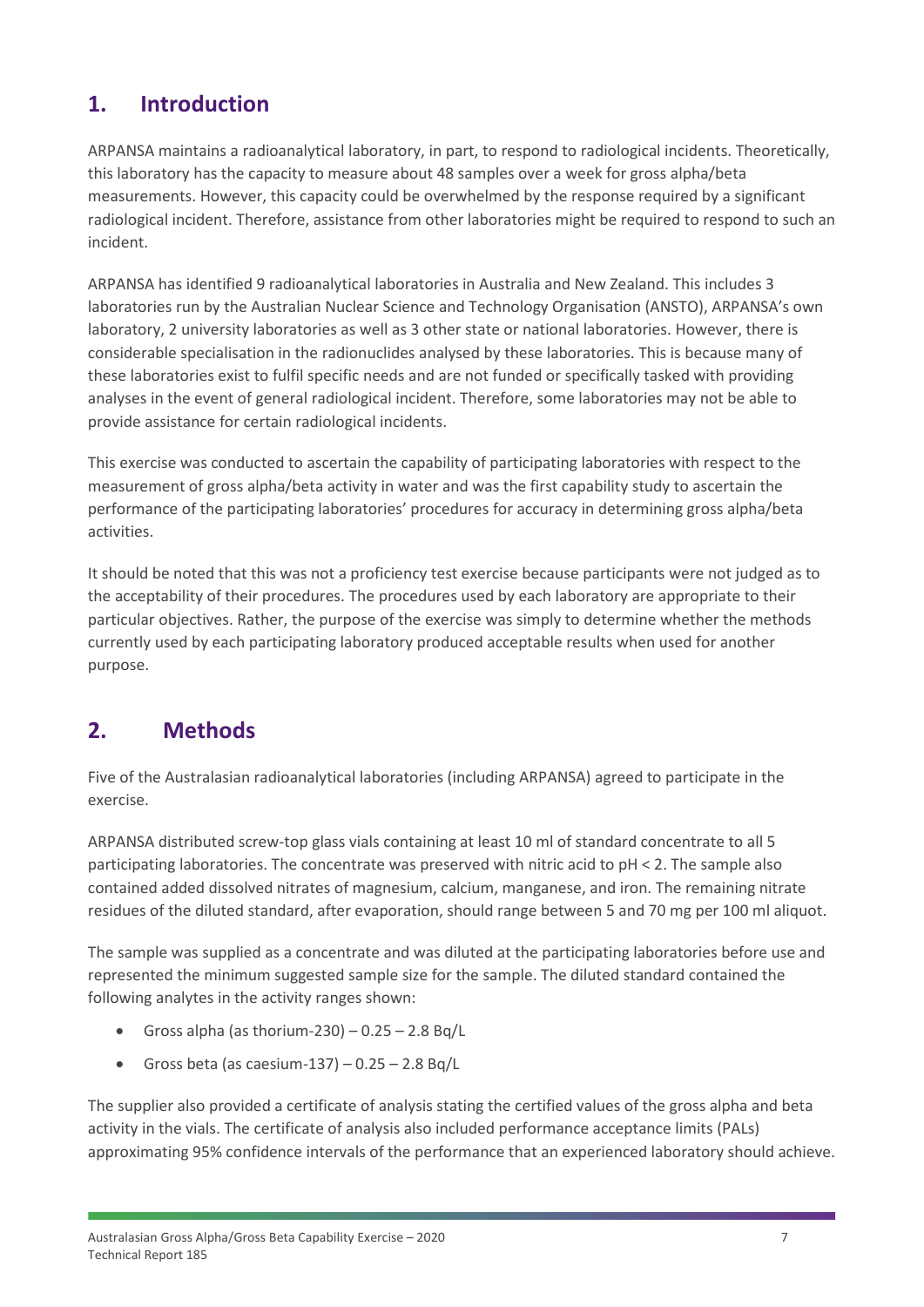## 1. Introduction

ARPANSA maintains a radioanalytical laboratory, in part, to respond to radiological incidents. Theoretically, this laboratory has the capacity to measure about 48 samples over a week for gross alpha/beta measurements. However, this capacity could be overwhelmed by the response required by a significant radiological incident. Therefore, assistance from other laboratories might be required to respond to such an incident.

ARPANSA has identified 9 radioanalytical laboratories in Australia and New Zealand. This includes 3 laboratories run by the Australian Nuclear Science and Technology Organisation (ANSTO), ARPANSA's own laboratory, 2 university laboratories as well as 3 other state or national laboratories. However, there is considerable specialisation in the radionuclides analysed by these laboratories. This is because many of these laboratories exist to fulfil specific needs and are not funded or specifically tasked with providing analyses in the event of general radiological incident. Therefore, some laboratories may not be able to provide assistance for certain radiological incidents.

This exercise was conducted to ascertain the capability of participating laboratories with respect to the measurement of gross alpha/beta activity in water and was the first capability study to ascertain the performance of the participating laboratories' procedures for accuracy in determining gross alpha/beta activities.

It should be noted that this was not a proficiency test exercise because participants were not judged as to the acceptability of their procedures. The procedures used by each laboratory are appropriate to their particular objectives. Rather, the purpose of the exercise was simply to determine whether the methods currently used by each participating laboratory produced acceptable results when used for another purpose.

## 2. Methods

Five of the Australasian radioanalytical laboratories (including ARPANSA) agreed to participate in the exercise.

ARPANSA distributed screw-top glass vials containing at least 10 ml of standard concentrate to all 5 participating laboratories. The concentrate was preserved with nitric acid to pH < 2. The sample also contained added dissolved nitrates of magnesium, calcium, manganese, and iron. The remaining nitrate residues of the diluted standard, after evaporation, should range between 5 and 70 mg per 100 ml aliquot.

The sample was supplied as a concentrate and was diluted at the participating laboratories before use and represented the minimum suggested sample size for the sample. The diluted standard contained the following analytes in the activity ranges shown:

- Gross alpha (as thorium-230) – 0.25 – 2.8 Bq/L
- Gross beta (as caesium-137) – 0.25 – 2.8 Bq/L

The supplier also provided a certificate of analysis stating the certified values of the gross alpha and beta activity in the vials. The certificate of analysis also included performance acceptance limits (PALs) approximating 95% confidence intervals of the performance that an experienced laboratory should achieve.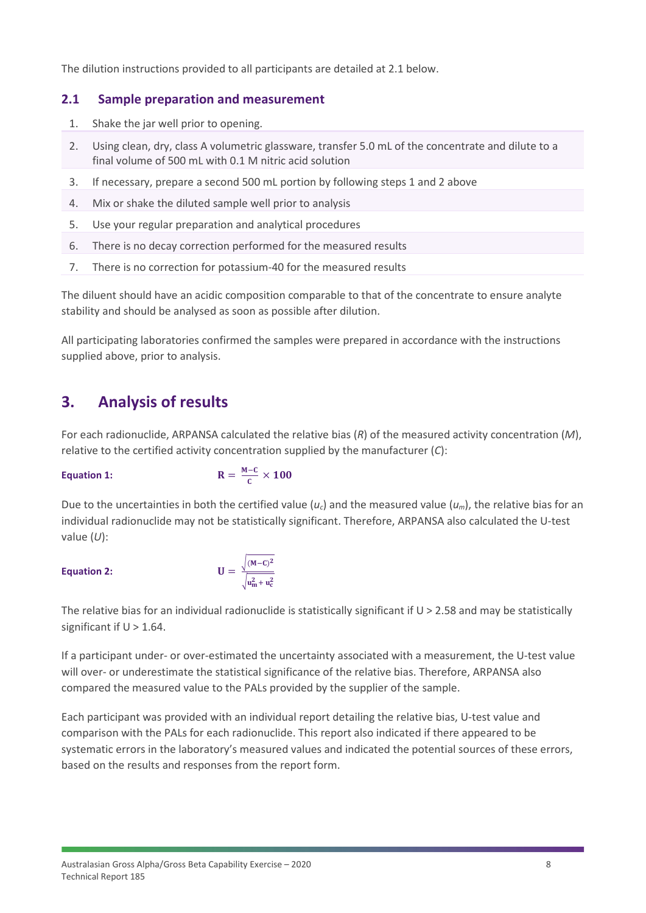The dilution instructions provided to all participants are detailed at 2.1 below.

## 2.1 Sample preparation and measurement

1. Shake the jar well prior to opening.
2. Using clean, dry, class A volumetric glassware, transfer 5.0 mL of the concentrate and dilute to a final volume of 500 mL with 0.1 M nitric acid solution
3. If necessary, prepare a second 500 mL portion by following steps 1 and 2 above
4. Mix or shake the diluted sample well prior to analysis
5. Use your regular preparation and analytical procedures
6. There is no decay correction performed for the measured results
7. There is no correction for potassium-40 for the measured results

The diluent should have an acidic composition comparable to that of the concentrate to ensure analyte stability and should be analysed as soon as possible after dilution.

All participating laboratories confirmed the samples were prepared in accordance with the instructions supplied above, prior to analysis.

# 3. Analysis of results

For each radionuclide, ARPANSA calculated the relative bias (*R*) of the measured activity concentration (*M*), relative to the certified activity concentration supplied by the manufacturer (*C*):

**Equation 1:**

$$\mathbf{R} = \frac{\mathbf{M-C}}{\mathbf{C}} \times \mathbf{100}$$

Due to the uncertainties in both the certified value ($u_c$) and the measured value ($u_m$), the relative bias for an individual radionuclide may not be statistically significant. Therefore, ARPANSA also calculated the U-test value (*U*):

**Equation 2:**

$$\mathbf{U} = \frac{\sqrt{(\mathbf{M-C})^2}}{\sqrt{\mathbf{u_m^2 + u_c^2}}}$$

The relative bias for an individual radionuclide is statistically significant if U > 2.58 and may be statistically significant if U > 1.64.

If a participant under- or over-estimated the uncertainty associated with a measurement, the U-test value will over- or underestimate the statistical significance of the relative bias. Therefore, ARPANSA also compared the measured value to the PALs provided by the supplier of the sample.

Each participant was provided with an individual report detailing the relative bias, U-test value and comparison with the PALs for each radionuclide. This report also indicated if there appeared to be systematic errors in the laboratory's measured values and indicated the potential sources of these errors, based on the results and responses from the report form.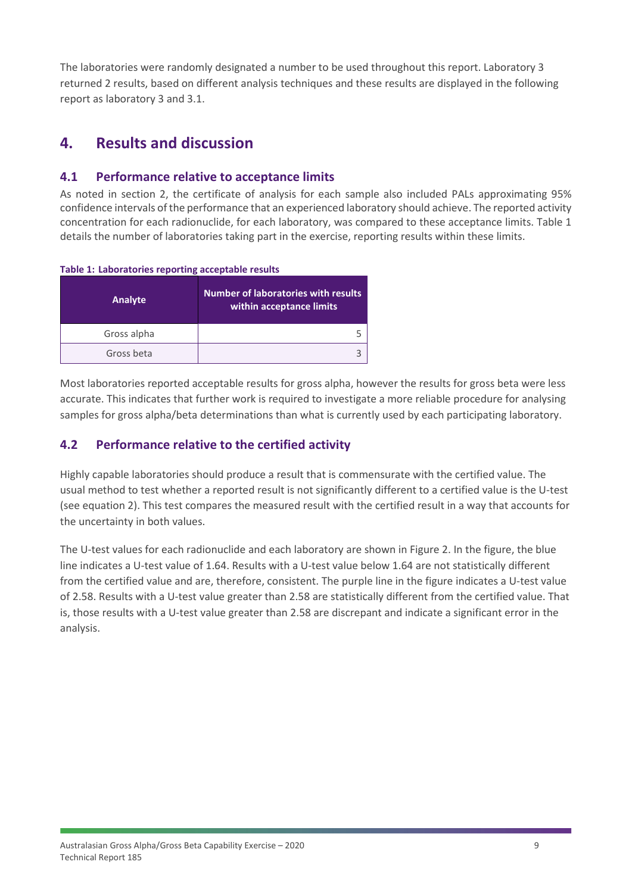The laboratories were randomly designated a number to be used throughout this report. Laboratory 3 returned 2 results, based on different analysis techniques and these results are displayed in the following report as laboratory 3 and 3.1.

# 4. Results and discussion

## 4.1 Performance relative to acceptance limits

As noted in section 2, the certificate of analysis for each sample also included PALs approximating 95% confidence intervals of the performance that an experienced laboratory should achieve. The reported activity concentration for each radionuclide, for each laboratory, was compared to these acceptance limits. Table 1 details the number of laboratories taking part in the exercise, reporting results within these limits.

**Table 1: Laboratories reporting acceptable results**

| Analyte | Number of laboratories with results within acceptance limits |
|---|---|
| Gross alpha | 5 |
| Gross beta | 3 |

Most laboratories reported acceptable results for gross alpha, however the results for gross beta were less accurate. This indicates that further work is required to investigate a more reliable procedure for analysing samples for gross alpha/beta determinations than what is currently used by each participating laboratory.

## 4.2 Performance relative to the certified activity

Highly capable laboratories should produce a result that is commensurate with the certified value. The usual method to test whether a reported result is not significantly different to a certified value is the U-test (see equation 2). This test compares the measured result with the certified result in a way that accounts for the uncertainty in both values.

The U-test values for each radionuclide and each laboratory are shown in Figure 2. In the figure, the blue line indicates a U-test value of 1.64. Results with a U-test value below 1.64 are not statistically different from the certified value and are, therefore, consistent. The purple line in the figure indicates a U-test value of 2.58. Results with a U-test value greater than 2.58 are statistically different from the certified value. That is, those results with a U-test value greater than 2.58 are discrepant and indicate a significant error in the analysis.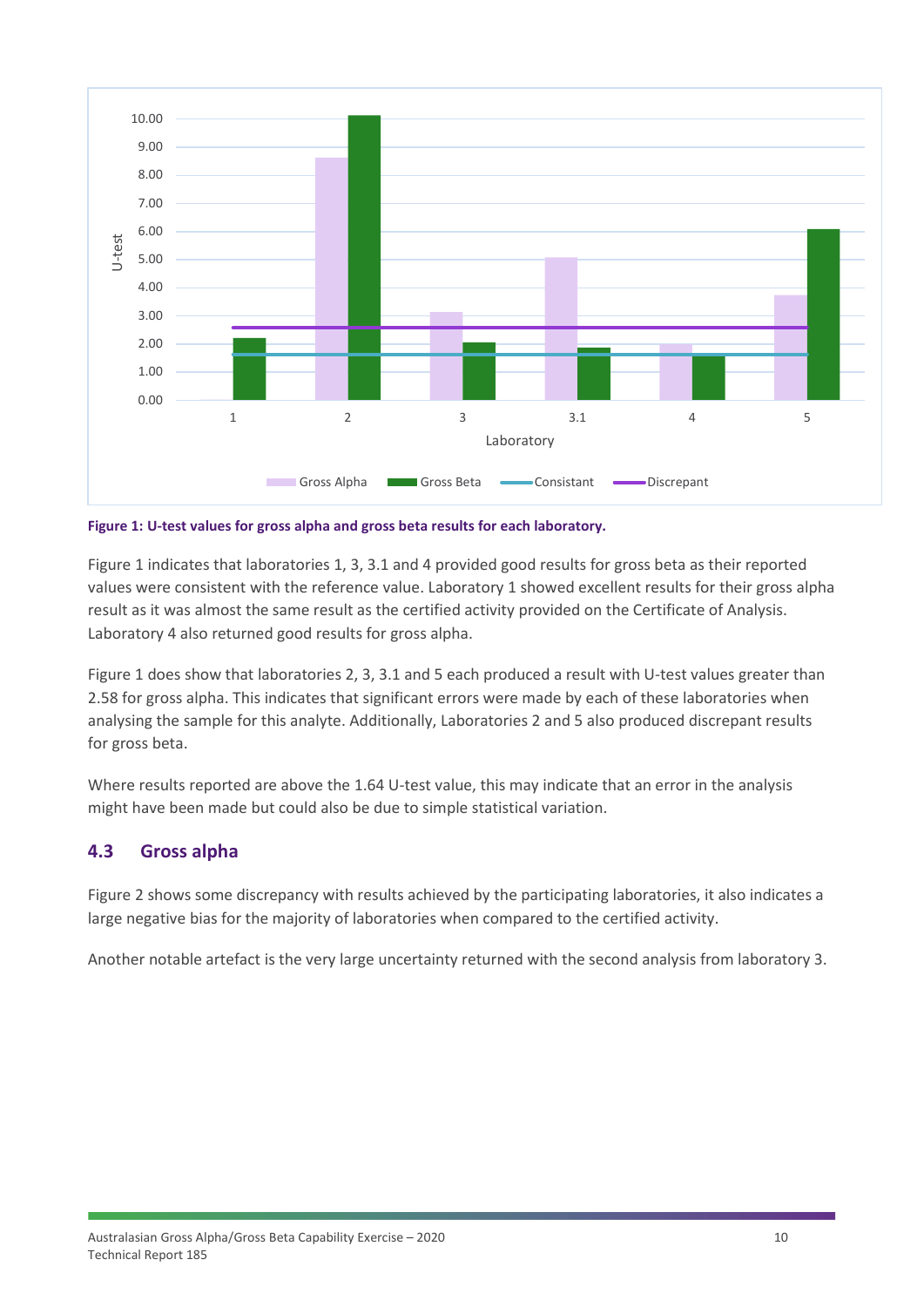Figure 1: U-test values for gross alpha and gross beta results for each laboratory.

Figure 1 indicates that laboratories 1, 3, 3.1 and 4 provided good results for gross beta as their reported values were consistent with the reference value. Laboratory 1 showed excellent results for their gross alpha result as it was almost the same result as the certified activity provided on the Certificate of Analysis. Laboratory 4 also returned good results for gross alpha.

Figure 1 does show that laboratories 2, 3, 3.1 and 5 each produced a result with U-test values greater than 2.58 for gross alpha. This indicates that significant errors were made by each of these laboratories when analysing the sample for this analyte. Additionally, Laboratories 2 and 5 also produced discrepant results for gross beta.

Where results reported are above the 1.64 U-test value, this may indicate that an error in the analysis might have been made but could also be due to simple statistical variation.

## 4.3 Gross alpha

Figure 2 shows some discrepancy with results achieved by the participating laboratories, it also indicates a large negative bias for the majority of laboratories when compared to the certified activity.

Another notable artefact is the very large uncertainty returned with the second analysis from laboratory 3.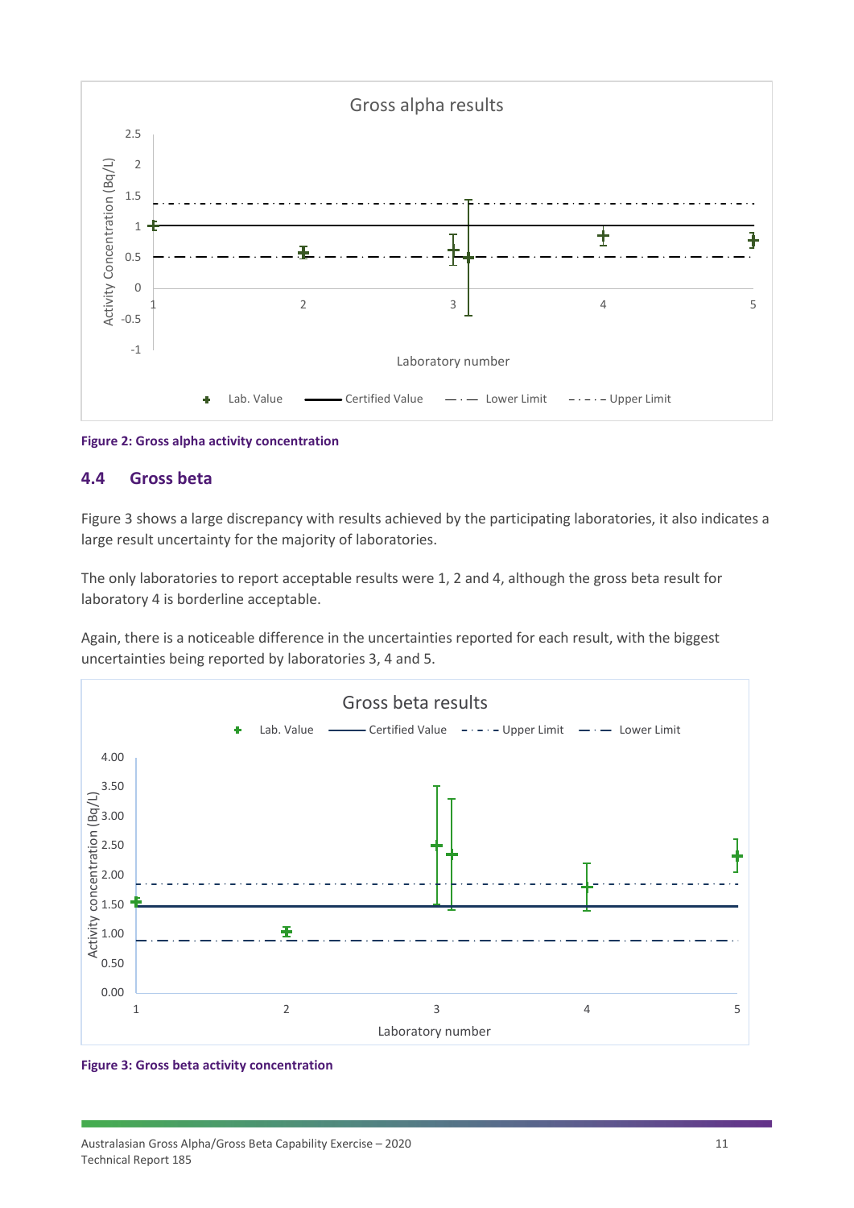Figure 2: Gross alpha activity concentration

## 4.4 Gross beta

Figure 3 shows a large discrepancy with results achieved by the participating laboratories, it also indicates a large result uncertainty for the majority of laboratories.

The only laboratories to report acceptable results were 1, 2 and 4, although the gross beta result for laboratory 4 is borderline acceptable.

Again, there is a noticeable difference in the uncertainties reported for each result, with the biggest uncertainties being reported by laboratories 3, 4 and 5.

Figure 3: Gross beta activity concentration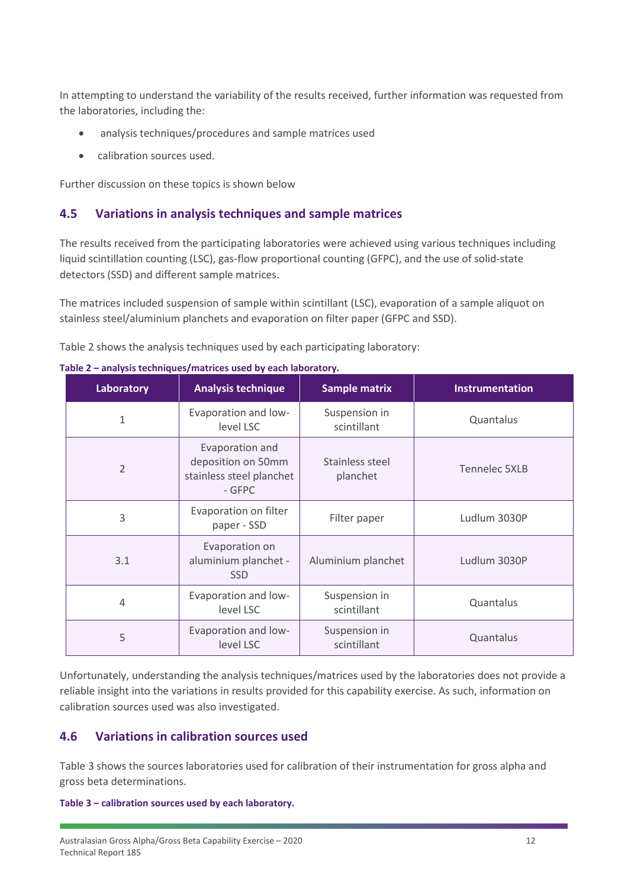In attempting to understand the variability of the results received, further information was requested from the laboratories, including the:

- analysis techniques/procedures and sample matrices used
- calibration sources used.

Further discussion on these topics is shown below

## 4.5 Variations in analysis techniques and sample matrices

The results received from the participating laboratories were achieved using various techniques including liquid scintillation counting (LSC), gas-flow proportional counting (GFPC), and the use of solid-state detectors (SSD) and different sample matrices.

The matrices included suspension of sample within scintillant (LSC), evaporation of a sample aliquot on stainless steel/aluminium planchets and evaporation on filter paper (GFPC and SSD).

Table 2 shows the analysis techniques used by each participating laboratory:

**Table 2 – analysis techniques/matrices used by each laboratory.**

| Laboratory | Analysis technique | Sample matrix | Instrumentation |
|---|---|---|---|
| 1 | Evaporation and low-level LSC | Suspension in scintillant | Quantalus |
| 2 | Evaporation and deposition on 50mm stainless steel planchet - GFPC | Stainless steel planchet | Tennelec 5XLB |
| 3 | Evaporation on filter paper - SSD | Filter paper | Ludlum 3030P |
| 3.1 | Evaporation on aluminium planchet - SSD | Aluminium planchet | Ludlum 3030P |
| 4 | Evaporation and low-level LSC | Suspension in scintillant | Quantalus |
| 5 | Evaporation and low-level LSC | Suspension in scintillant | Quantalus |

Unfortunately, understanding the analysis techniques/matrices used by the laboratories does not provide a reliable insight into the variations in results provided for this capability exercise. As such, information on calibration sources used was also investigated.

## 4.6 Variations in calibration sources used

Table 3 shows the sources laboratories used for calibration of their instrumentation for gross alpha and gross beta determinations.

**Table 3 – calibration sources used by each laboratory.**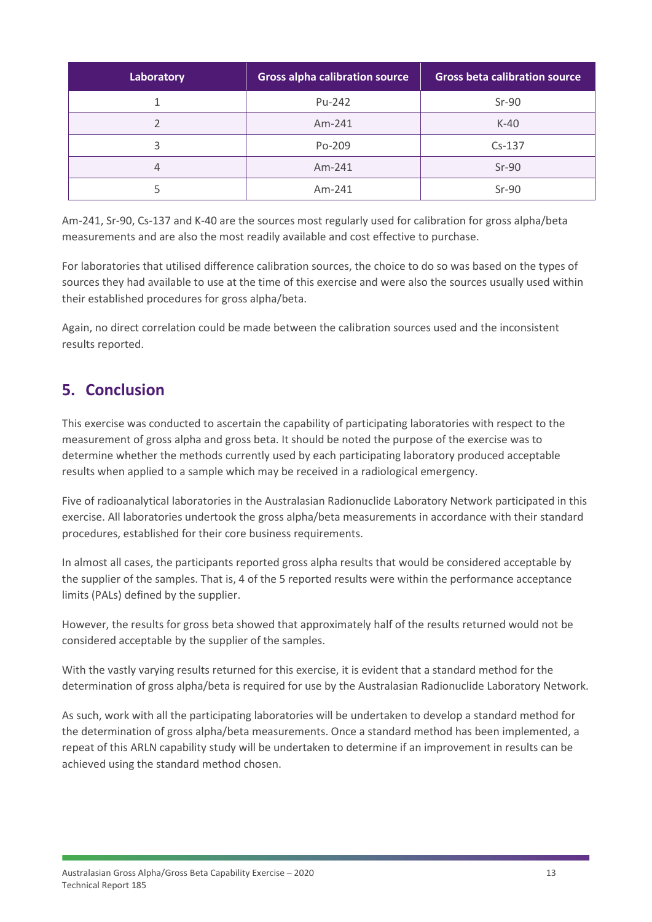| Laboratory | Gross alpha calibration source | Gross beta calibration source |
|---|---|---|
| 1 | Pu-242 | Sr-90 |
| 2 | Am-241 | K-40 |
| 3 | Po-209 | Cs-137 |
| 4 | Am-241 | Sr-90 |
| 5 | Am-241 | Sr-90 |

Am-241, Sr-90, Cs-137 and K-40 are the sources most regularly used for calibration for gross alpha/beta measurements and are also the most readily available and cost effective to purchase.

For laboratories that utilised difference calibration sources, the choice to do so was based on the types of sources they had available to use at the time of this exercise and were also the sources usually used within their established procedures for gross alpha/beta.

Again, no direct correlation could be made between the calibration sources used and the inconsistent results reported.

## 5. Conclusion

This exercise was conducted to ascertain the capability of participating laboratories with respect to the measurement of gross alpha and gross beta. It should be noted the purpose of the exercise was to determine whether the methods currently used by each participating laboratory produced acceptable results when applied to a sample which may be received in a radiological emergency.

Five of radioanalytical laboratories in the Australasian Radionuclide Laboratory Network participated in this exercise. All laboratories undertook the gross alpha/beta measurements in accordance with their standard procedures, established for their core business requirements.

In almost all cases, the participants reported gross alpha results that would be considered acceptable by the supplier of the samples. That is, 4 of the 5 reported results were within the performance acceptance limits (PALs) defined by the supplier.

However, the results for gross beta showed that approximately half of the results returned would not be considered acceptable by the supplier of the samples.

With the vastly varying results returned for this exercise, it is evident that a standard method for the determination of gross alpha/beta is required for use by the Australasian Radionuclide Laboratory Network.

As such, work with all the participating laboratories will be undertaken to develop a standard method for the determination of gross alpha/beta measurements. Once a standard method has been implemented, a repeat of this ARLN capability study will be undertaken to determine if an improvement in results can be achieved using the standard method chosen.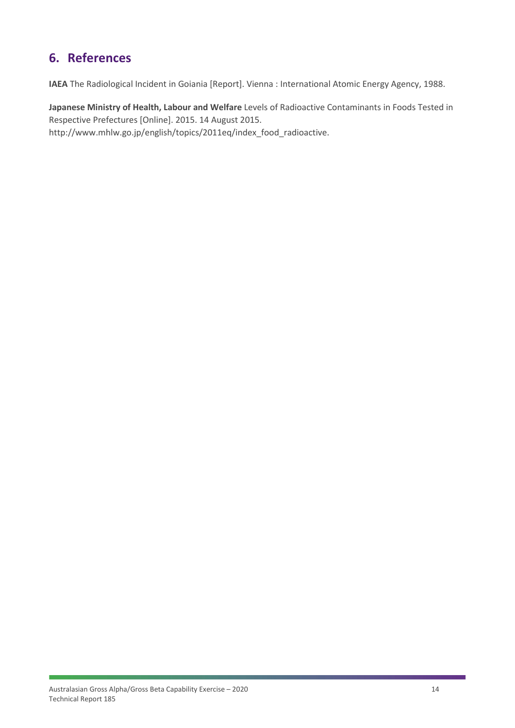## 6. References

**IAEA** The Radiological Incident in Goiania [Report]. Vienna : International Atomic Energy Agency, 1988.

**Japanese Ministry of Health, Labour and Welfare** Levels of Radioactive Contaminants in Foods Tested in Respective Prefectures [Online]. 2015. 14 August 2015. http://www.mhlw.go.jp/english/topics/2011eq/index_food_radioactive.